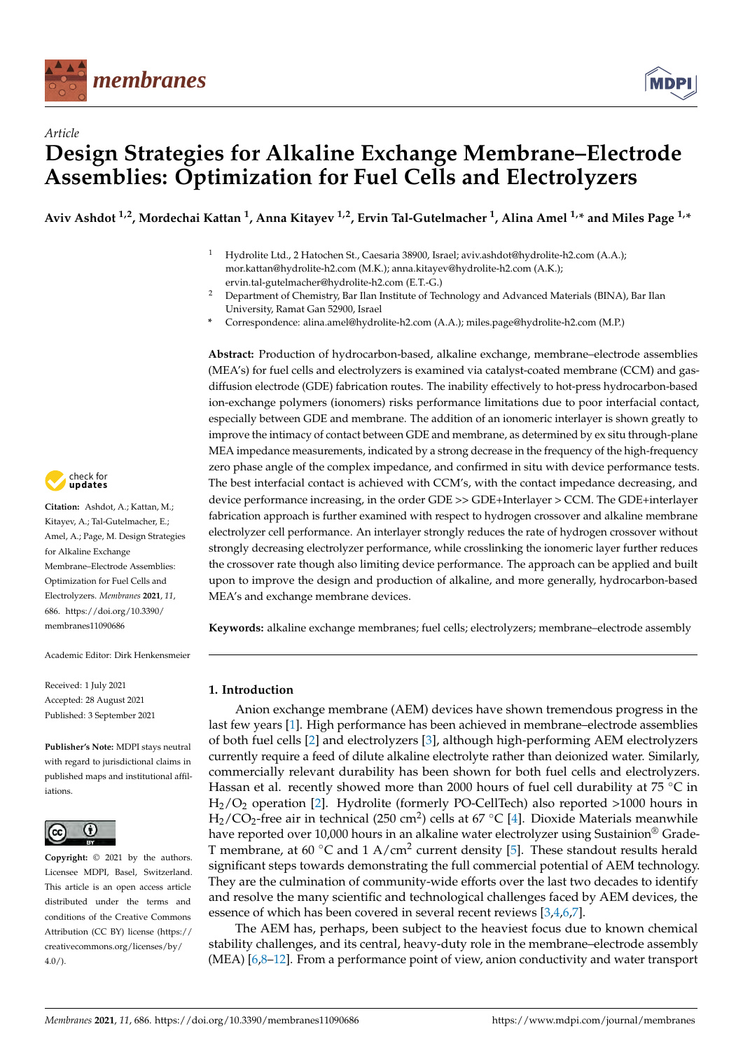*Article*

# Design Strategies for Alkaline Exchange Membrane–Electrode Assemblies: Optimization for Fuel Cells and Electrolyzers

**Aviv Ashdot [1,2], Mordechai Kattan [1], Anna Kitayev [1,2], Ervin Tal-Gutelmacher [1], Alina Amel [1,*] and Miles Page [1,*]**

[1] Hydrolite Ltd., 2 Hatochen St., Caesaria 38900, Israel; aviv.ashdot@hydrolite-h2.com (A.A.); mor.kattan@hydrolite-h2.com (M.K.); anna.kitayev@hydrolite-h2.com (A.K.); ervin.tal-gutelmacher@hydrolite-h2.com (E.T.-G.)

[2] Department of Chemistry, Bar Ilan Institute of Technology and Advanced Materials (BINA), Bar Ilan University, Ramat Gan 52900, Israel

[*] Correspondence: alina.amel@hydrolite-h2.com (A.A.); miles.page@hydrolite-h2.com (M.P.)

**Abstract:** Production of hydrocarbon-based, alkaline exchange, membrane–electrode assemblies (MEA's) for fuel cells and electrolyzers is examined via catalyst-coated membrane (CCM) and gas-diffusion electrode (GDE) fabrication routes. The inability effectively to hot-press hydrocarbon-based ion-exchange polymers (ionomers) risks performance limitations due to poor interfacial contact, especially between GDE and membrane. The addition of an ionomeric interlayer is shown greatly to improve the intimacy of contact between GDE and membrane, as determined by ex situ through-plane MEA impedance measurements, indicated by a strong decrease in the frequency of the high-frequency zero phase angle of the complex impedance, and confirmed in situ with device performance tests. The best interfacial contact is achieved with CCM's, with the contact impedance decreasing, and device performance increasing, in the order GDE >> GDE+Interlayer > CCM. The GDE+interlayer fabrication approach is further examined with respect to hydrogen crossover and alkaline membrane electrolyzer cell performance. An interlayer strongly reduces the rate of hydrogen crossover without strongly decreasing electrolyzer performance, while crosslinking the ionomeric layer further reduces the crossover rate though also limiting device performance. The approach can be applied and built upon to improve the design and production of alkaline, and more generally, hydrocarbon-based MEA's and exchange membrane devices.

**Keywords:** alkaline exchange membranes; fuel cells; electrolyzers; membrane–electrode assembly

**Citation:** Ashdot, A.; Kattan, M.; Kitayev, A.; Tal-Gutelmacher, E.; Amel, A.; Page, M. Design Strategies for Alkaline Exchange Membrane–Electrode Assemblies: Optimization for Fuel Cells and Electrolyzers. *Membranes* **2021**, *11*, 686. https://doi.org/10.3390/membranes11090686

Academic Editor: Dirk Henkensmeier

Received: 1 July 2021
Accepted: 28 August 2021
Published: 3 September 2021

**Publisher's Note:** MDPI stays neutral with regard to jurisdictional claims in published maps and institutional affiliations.

**Copyright:** © 2021 by the authors. Licensee MDPI, Basel, Switzerland. This article is an open access article distributed under the terms and conditions of the Creative Commons Attribution (CC BY) license (https://creativecommons.org/licenses/by/4.0/).

## 1. Introduction

Anion exchange membrane (AEM) devices have shown tremendous progress in the last few years [1]. High performance has been achieved in membrane–electrode assemblies of both fuel cells [2] and electrolyzers [3], although high-performing AEM electrolyzers currently require a feed of dilute alkaline electrolyte rather than deionized water. Similarly, commercially relevant durability has been shown for both fuel cells and electrolyzers. Hassan et al. recently showed more than 2000 hours of fuel cell durability at 75 °C in $H_2/O_2$ operation [2]. Hydrolite (formerly PO-CellTech) also reported >1000 hours in $H_2/CO_2$-free air in technical (250 $cm^2$) cells at 67 °C [4]. Dioxide Materials meanwhile have reported over 10,000 hours in an alkaline water electrolyzer using Sustainion® Grade-T membrane, at 60 °C and 1 $A/cm^2$ current density [5]. These standout results herald significant steps towards demonstrating the full commercial potential of AEM technology. They are the culmination of community-wide efforts over the last two decades to identify and resolve the many scientific and technological challenges faced by AEM devices, the essence of which has been covered in several recent reviews [3,4,6,7].

The AEM has, perhaps, been subject to the heaviest focus due to known chemical stability challenges, and its central, heavy-duty role in the membrane–electrode assembly (MEA) [6,8–12]. From a performance point of view, anion conductivity and water transport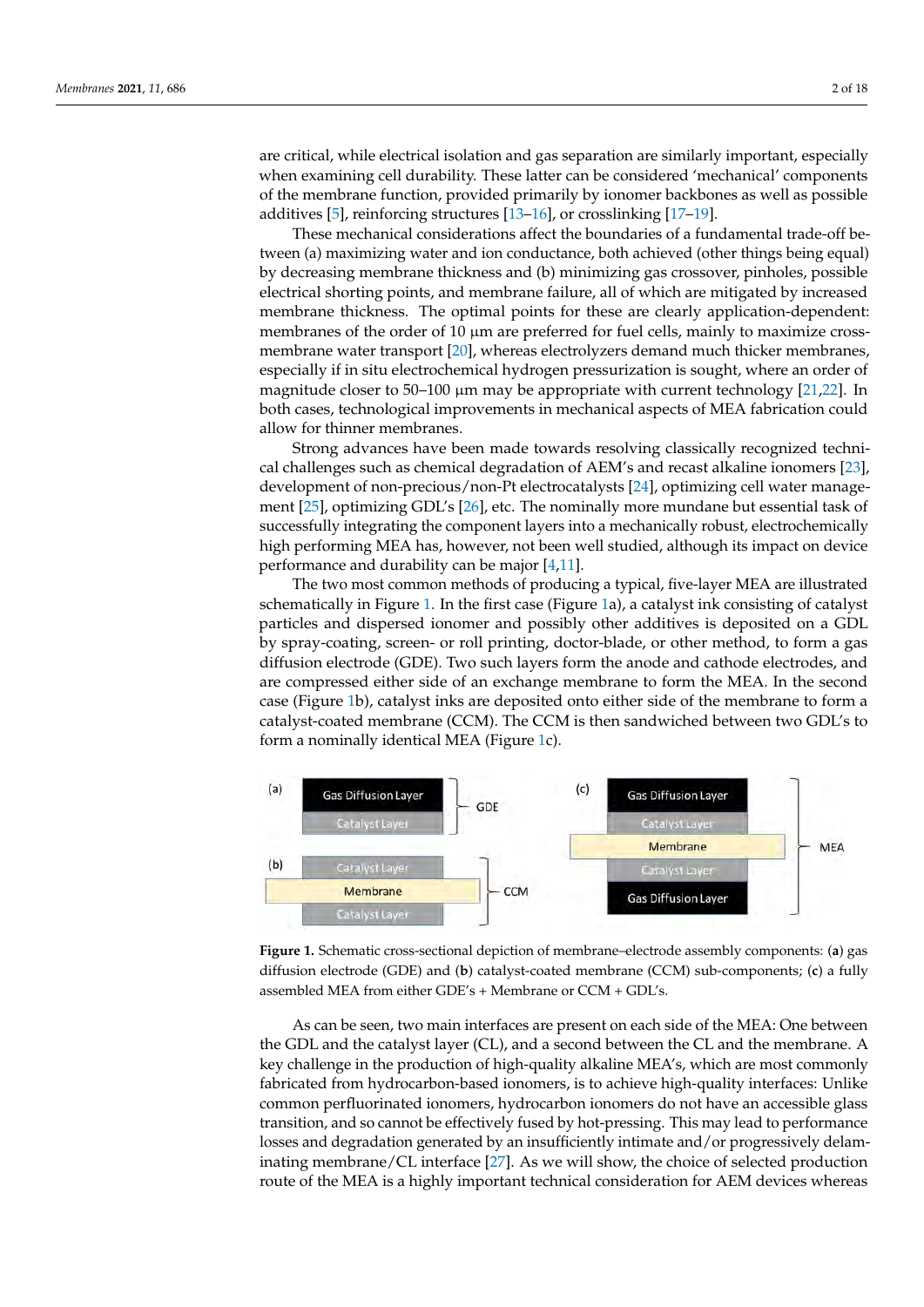are critical, while electrical isolation and gas separation are similarly important, especially when examining cell durability. These latter can be considered 'mechanical' components of the membrane function, provided primarily by ionomer backbones as well as possible additives [5], reinforcing structures [13–16], or crosslinking [17–19].

These mechanical considerations affect the boundaries of a fundamental trade-off between (a) maximizing water and ion conductance, both achieved (other things being equal) by decreasing membrane thickness and (b) minimizing gas crossover, pinholes, possible electrical shorting points, and membrane failure, all of which are mitigated by increased membrane thickness. The optimal points for these are clearly application-dependent: membranes of the order of 10 µm are preferred for fuel cells, mainly to maximize cross-membrane water transport [20], whereas electrolyzers demand much thicker membranes, especially if in situ electrochemical hydrogen pressurization is sought, where an order of magnitude closer to 50–100 µm may be appropriate with current technology [21,22]. In both cases, technological improvements in mechanical aspects of MEA fabrication could allow for thinner membranes.

Strong advances have been made towards resolving classically recognized technical challenges such as chemical degradation of AEM's and recast alkaline ionomers [23], development of non-precious/non-Pt electrocatalysts [24], optimizing cell water management [25], optimizing GDL's [26], etc. The nominally more mundane but essential task of successfully integrating the component layers into a mechanically robust, electrochemically high performing MEA has, however, not been well studied, although its impact on device performance and durability can be major [4,11].

The two most common methods of producing a typical, five-layer MEA are illustrated schematically in Figure 1. In the first case (Figure 1a), a catalyst ink consisting of catalyst particles and dispersed ionomer and possibly other additives is deposited on a GDL by spray-coating, screen- or roll printing, doctor-blade, or other method, to form a gas diffusion electrode (GDE). Two such layers form the anode and cathode electrodes, and are compressed either side of an exchange membrane to form the MEA. In the second case (Figure 1b), catalyst inks are deposited onto either side of the membrane to form a catalyst-coated membrane (CCM). The CCM is then sandwiched between two GDL's to form a nominally identical MEA (Figure 1c).

(a) Gas Diffusion Layer / Catalyst Layer — GDE

(b) Catalyst Layer / Membrane / Catalyst Layer — CCM

(c) Gas Diffusion Layer / Catalyst Layer / Membrane / Catalyst Layer / Gas Diffusion Layer — MEA

**Figure 1.** Schematic cross-sectional depiction of membrane–electrode assembly components: (**a**) gas diffusion electrode (GDE) and (**b**) catalyst-coated membrane (CCM) sub-components; (**c**) a fully assembled MEA from either GDE's + Membrane or CCM + GDL's.

As can be seen, two main interfaces are present on each side of the MEA: One between the GDL and the catalyst layer (CL), and a second between the CL and the membrane. A key challenge in the production of high-quality alkaline MEA's, which are most commonly fabricated from hydrocarbon-based ionomers, is to achieve high-quality interfaces: Unlike common perfluorinated ionomers, hydrocarbon ionomers do not have an accessible glass transition, and so cannot be effectively fused by hot-pressing. This may lead to performance losses and degradation generated by an insufficiently intimate and/or progressively delaminating membrane/CL interface [27]. As we will show, the choice of selected production route of the MEA is a highly important technical consideration for AEM devices whereas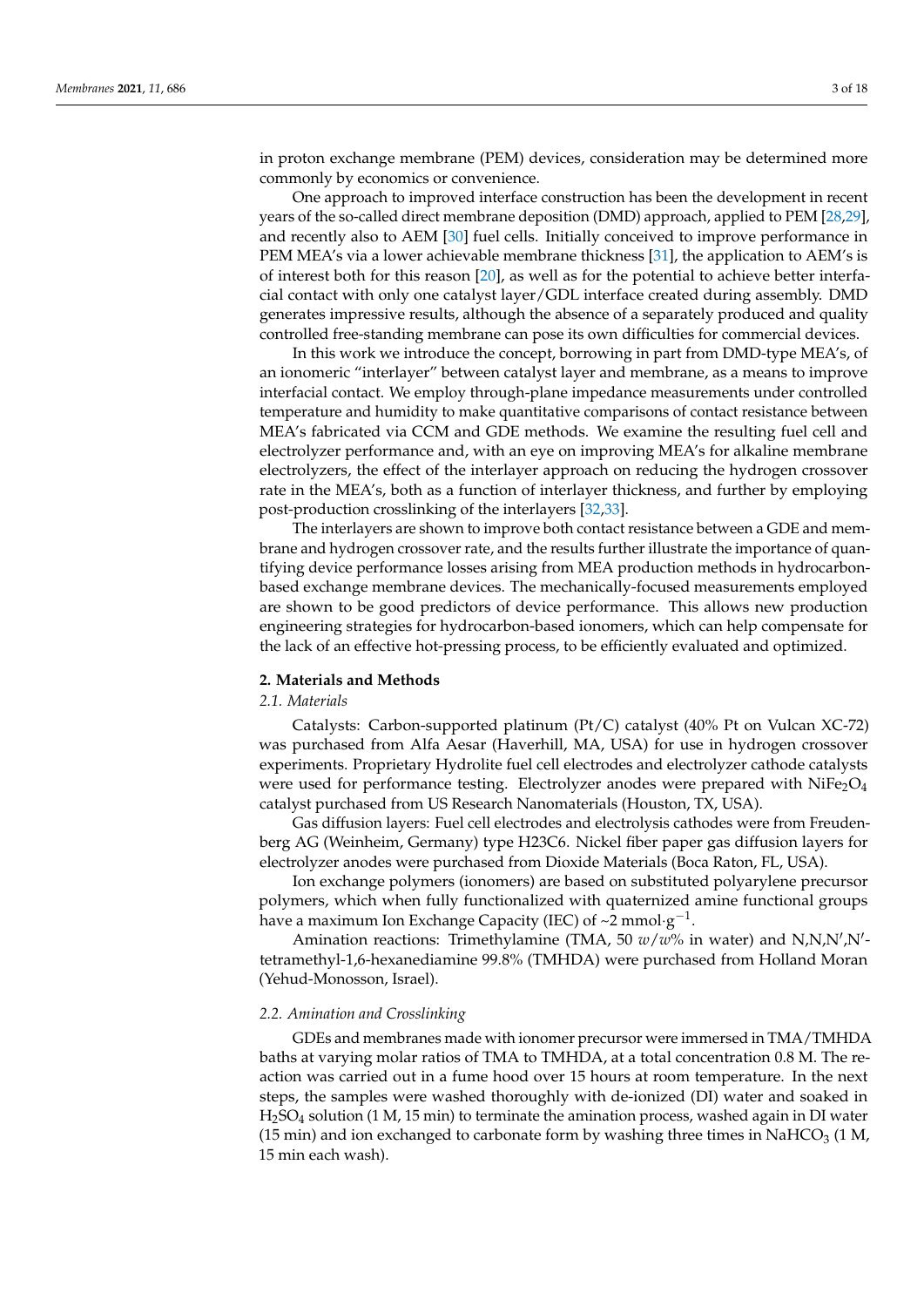in proton exchange membrane (PEM) devices, consideration may be determined more commonly by economics or convenience.

One approach to improved interface construction has been the development in recent years of the so-called direct membrane deposition (DMD) approach, applied to PEM [28,29], and recently also to AEM [30] fuel cells. Initially conceived to improve performance in PEM MEA's via a lower achievable membrane thickness [31], the application to AEM's is of interest both for this reason [20], as well as for the potential to achieve better interfacial contact with only one catalyst layer/GDL interface created during assembly. DMD generates impressive results, although the absence of a separately produced and quality controlled free-standing membrane can pose its own difficulties for commercial devices.

In this work we introduce the concept, borrowing in part from DMD-type MEA's, of an ionomeric "interlayer" between catalyst layer and membrane, as a means to improve interfacial contact. We employ through-plane impedance measurements under controlled temperature and humidity to make quantitative comparisons of contact resistance between MEA's fabricated via CCM and GDE methods. We examine the resulting fuel cell and electrolyzer performance and, with an eye on improving MEA's for alkaline membrane electrolyzers, the effect of the interlayer approach on reducing the hydrogen crossover rate in the MEA's, both as a function of interlayer thickness, and further by employing post-production crosslinking of the interlayers [32,33].

The interlayers are shown to improve both contact resistance between a GDE and membrane and hydrogen crossover rate, and the results further illustrate the importance of quantifying device performance losses arising from MEA production methods in hydrocarbon-based exchange membrane devices. The mechanically-focused measurements employed are shown to be good predictors of device performance. This allows new production engineering strategies for hydrocarbon-based ionomers, which can help compensate for the lack of an effective hot-pressing process, to be efficiently evaluated and optimized.

## 2. Materials and Methods

### *2.1. Materials*

Catalysts: Carbon-supported platinum (Pt/C) catalyst (40% Pt on Vulcan XC-72) was purchased from Alfa Aesar (Haverhill, MA, USA) for use in hydrogen crossover experiments. Proprietary Hydrolite fuel cell electrodes and electrolyzer cathode catalysts were used for performance testing. Electrolyzer anodes were prepared with $NiFe_2O_4$ catalyst purchased from US Research Nanomaterials (Houston, TX, USA).

Gas diffusion layers: Fuel cell electrodes and electrolysis cathodes were from Freudenberg AG (Weinheim, Germany) type H23C6. Nickel fiber paper gas diffusion layers for electrolyzer anodes were purchased from Dioxide Materials (Boca Raton, FL, USA).

Ion exchange polymers (ionomers) are based on substituted polyarylene precursor polymers, which when fully functionalized with quaternized amine functional groups have a maximum Ion Exchange Capacity (IEC) of ~2 $mmol \cdot g^{-1}$.

Amination reactions: Trimethylamine (TMA, 50 *w*/*w*% in water) and N,N,N′,N′-tetramethyl-1,6-hexanediamine 99.8% (TMHDA) were purchased from Holland Moran (Yehud-Monosson, Israel).

### *2.2. Amination and Crosslinking*

GDEs and membranes made with ionomer precursor were immersed in TMA/TMHDA baths at varying molar ratios of TMA to TMHDA, at a total concentration 0.8 M. The reaction was carried out in a fume hood over 15 hours at room temperature. In the next steps, the samples were washed thoroughly with de-ionized (DI) water and soaked in $H_2SO_4$ solution (1 M, 15 min) to terminate the amination process, washed again in DI water (15 min) and ion exchanged to carbonate form by washing three times in $NaHCO_3$ (1 M, 15 min each wash).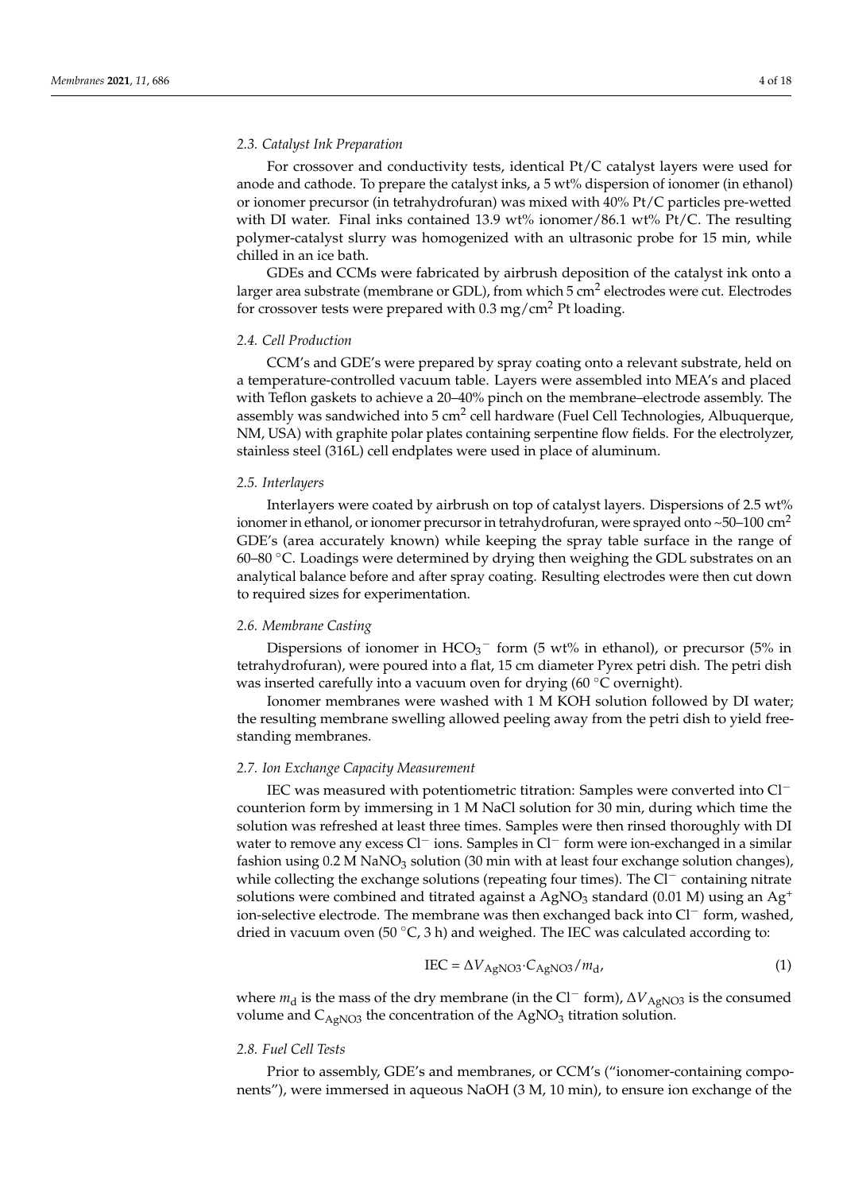### 2.3. Catalyst Ink Preparation

For crossover and conductivity tests, identical Pt/C catalyst layers were used for anode and cathode. To prepare the catalyst inks, a 5 wt% dispersion of ionomer (in ethanol) or ionomer precursor (in tetrahydrofuran) was mixed with 40% Pt/C particles pre-wetted with DI water. Final inks contained 13.9 wt% ionomer/86.1 wt% Pt/C. The resulting polymer-catalyst slurry was homogenized with an ultrasonic probe for 15 min, while chilled in an ice bath.

GDEs and CCMs were fabricated by airbrush deposition of the catalyst ink onto a larger area substrate (membrane or GDL), from which 5 $cm^2$ electrodes were cut. Electrodes for crossover tests were prepared with 0.3 $mg/cm^2$ Pt loading.

### 2.4. Cell Production

CCM's and GDE's were prepared by spray coating onto a relevant substrate, held on a temperature-controlled vacuum table. Layers were assembled into MEA's and placed with Teflon gaskets to achieve a 20–40% pinch on the membrane–electrode assembly. The assembly was sandwiched into 5 $cm^2$ cell hardware (Fuel Cell Technologies, Albuquerque, NM, USA) with graphite polar plates containing serpentine flow fields. For the electrolyzer, stainless steel (316L) cell endplates were used in place of aluminum.

### 2.5. Interlayers

Interlayers were coated by airbrush on top of catalyst layers. Dispersions of 2.5 wt% ionomer in ethanol, or ionomer precursor in tetrahydrofuran, were sprayed onto ~50–100 $cm^2$ GDE's (area accurately known) while keeping the spray table surface in the range of 60–80 °C. Loadings were determined by drying then weighing the GDL substrates on an analytical balance before and after spray coating. Resulting electrodes were then cut down to required sizes for experimentation.

### 2.6. Membrane Casting

Dispersions of ionomer in $HCO_3^-$ form (5 wt% in ethanol), or precursor (5% in tetrahydrofuran), were poured into a flat, 15 cm diameter Pyrex petri dish. The petri dish was inserted carefully into a vacuum oven for drying (60 °C overnight).

Ionomer membranes were washed with 1 M KOH solution followed by DI water; the resulting membrane swelling allowed peeling away from the petri dish to yield free-standing membranes.

### 2.7. Ion Exchange Capacity Measurement

IEC was measured with potentiometric titration: Samples were converted into $Cl^-$ counterion form by immersing in 1 M NaCl solution for 30 min, during which time the solution was refreshed at least three times. Samples were then rinsed thoroughly with DI water to remove any excess $Cl^-$ ions. Samples in $Cl^-$ form were ion-exchanged in a similar fashion using 0.2 M $NaNO_3$ solution (30 min with at least four exchange solution changes), while collecting the exchange solutions (repeating four times). The $Cl^-$ containing nitrate solutions were combined and titrated against a $AgNO_3$ standard (0.01 M) using an $Ag^+$ ion-selective electrode. The membrane was then exchanged back into $Cl^-$ form, washed, dried in vacuum oven (50 °C, 3 h) and weighed. The IEC was calculated according to:

$$\text{IEC} = \Delta V_{AgNO3} \cdot C_{AgNO3} / m_d, \tag{1}$$

where $m_d$ is the mass of the dry membrane (in the $Cl^-$ form), $\Delta V_{AgNO3}$ is the consumed volume and $C_{AgNO3}$ the concentration of the $AgNO_3$ titration solution.

### 2.8. Fuel Cell Tests

Prior to assembly, GDE's and membranes, or CCM's ("ionomer-containing components"), were immersed in aqueous NaOH (3 M, 10 min), to ensure ion exchange of the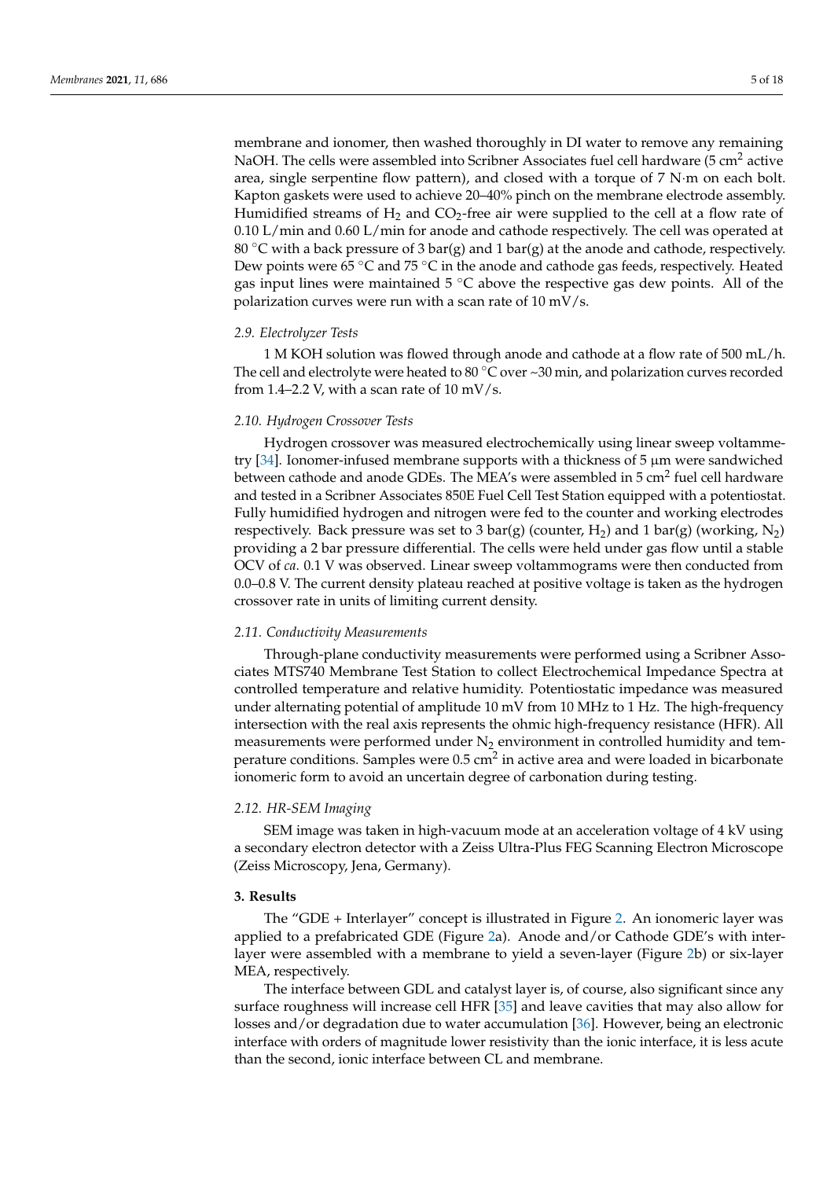membrane and ionomer, then washed thoroughly in DI water to remove any remaining NaOH. The cells were assembled into Scribner Associates fuel cell hardware (5 $cm^2$ active area, single serpentine flow pattern), and closed with a torque of 7 N·m on each bolt. Kapton gaskets were used to achieve 20–40% pinch on the membrane electrode assembly. Humidified streams of $H_2$ and $CO_2$-free air were supplied to the cell at a flow rate of 0.10 L/min and 0.60 L/min for anode and cathode respectively. The cell was operated at 80 °C with a back pressure of 3 bar(g) and 1 bar(g) at the anode and cathode, respectively. Dew points were 65 °C and 75 °C in the anode and cathode gas feeds, respectively. Heated gas input lines were maintained 5 °C above the respective gas dew points. All of the polarization curves were run with a scan rate of 10 mV/s.

### *2.9. Electrolyzer Tests*

1 M KOH solution was flowed through anode and cathode at a flow rate of 500 mL/h. The cell and electrolyte were heated to 80 °C over ~30 min, and polarization curves recorded from 1.4–2.2 V, with a scan rate of 10 mV/s.

### *2.10. Hydrogen Crossover Tests*

Hydrogen crossover was measured electrochemically using linear sweep voltammetry [34]. Ionomer-infused membrane supports with a thickness of 5 µm were sandwiched between cathode and anode GDEs. The MEA's were assembled in 5 $cm^2$ fuel cell hardware and tested in a Scribner Associates 850E Fuel Cell Test Station equipped with a potentiostat. Fully humidified hydrogen and nitrogen were fed to the counter and working electrodes respectively. Back pressure was set to 3 bar(g) (counter, $H_2$) and 1 bar(g) (working, $N_2$) providing a 2 bar pressure differential. The cells were held under gas flow until a stable OCV of *ca.* 0.1 V was observed. Linear sweep voltammograms were then conducted from 0.0–0.8 V. The current density plateau reached at positive voltage is taken as the hydrogen crossover rate in units of limiting current density.

### *2.11. Conductivity Measurements*

Through-plane conductivity measurements were performed using a Scribner Associates MTS740 Membrane Test Station to collect Electrochemical Impedance Spectra at controlled temperature and relative humidity. Potentiostatic impedance was measured under alternating potential of amplitude 10 mV from 10 MHz to 1 Hz. The high-frequency intersection with the real axis represents the ohmic high-frequency resistance (HFR). All measurements were performed under $N_2$ environment in controlled humidity and temperature conditions. Samples were 0.5 $cm^2$ in active area and were loaded in bicarbonate ionomeric form to avoid an uncertain degree of carbonation during testing.

### *2.12. HR-SEM Imaging*

SEM image was taken in high-vacuum mode at an acceleration voltage of 4 kV using a secondary electron detector with a Zeiss Ultra-Plus FEG Scanning Electron Microscope (Zeiss Microscopy, Jena, Germany).

## **3. Results**

The "GDE + Interlayer" concept is illustrated in Figure 2. An ionomeric layer was applied to a prefabricated GDE (Figure 2a). Anode and/or Cathode GDE's with interlayer were assembled with a membrane to yield a seven-layer (Figure 2b) or six-layer MEA, respectively.

The interface between GDL and catalyst layer is, of course, also significant since any surface roughness will increase cell HFR [35] and leave cavities that may also allow for losses and/or degradation due to water accumulation [36]. However, being an electronic interface with orders of magnitude lower resistivity than the ionic interface, it is less acute than the second, ionic interface between CL and membrane.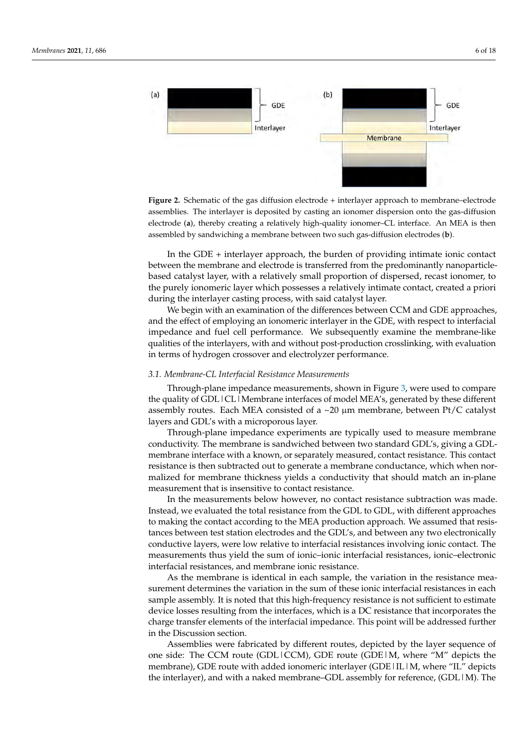Figure 2. Schematic of the gas diffusion electrode + interlayer approach to membrane–electrode assemblies. The interlayer is deposited by casting an ionomer dispersion onto the gas-diffusion electrode (**a**), thereby creating a relatively high-quality ionomer–CL interface. An MEA is then assembled by sandwiching a membrane between two such gas-diffusion electrodes (**b**).

In the GDE + interlayer approach, the burden of providing intimate ionic contact between the membrane and electrode is transferred from the predominantly nanoparticle-based catalyst layer, with a relatively small proportion of dispersed, recast ionomer, to the purely ionomeric layer which possesses a relatively intimate contact, created a priori during the interlayer casting process, with said catalyst layer.

We begin with an examination of the differences between CCM and GDE approaches, and the effect of employing an ionomeric interlayer in the GDE, with respect to interfacial impedance and fuel cell performance. We subsequently examine the membrane-like qualities of the interlayers, with and without post-production crosslinking, with evaluation in terms of hydrogen crossover and electrolyzer performance.

### *3.1. Membrane-CL Interfacial Resistance Measurements*

Through-plane impedance measurements, shown in Figure 3, were used to compare the quality of GDL|CL|Membrane interfaces of model MEA's, generated by these different assembly routes. Each MEA consisted of a ~20 μm membrane, between Pt/C catalyst layers and GDL's with a microporous layer.

Through-plane impedance experiments are typically used to measure membrane conductivity. The membrane is sandwiched between two standard GDL's, giving a GDL-membrane interface with a known, or separately measured, contact resistance. This contact resistance is then subtracted out to generate a membrane conductance, which when normalized for membrane thickness yields a conductivity that should match an in-plane measurement that is insensitive to contact resistance.

In the measurements below however, no contact resistance subtraction was made. Instead, we evaluated the total resistance from the GDL to GDL, with different approaches to making the contact according to the MEA production approach. We assumed that resistances between test station electrodes and the GDL's, and between any two electronically conductive layers, were low relative to interfacial resistances involving ionic contact. The measurements thus yield the sum of ionic–ionic interfacial resistances, ionic–electronic interfacial resistances, and membrane ionic resistance.

As the membrane is identical in each sample, the variation in the resistance measurement determines the variation in the sum of these ionic interfacial resistances in each sample assembly. It is noted that this high-frequency resistance is not sufficient to estimate device losses resulting from the interfaces, which is a DC resistance that incorporates the charge transfer elements of the interfacial impedance. This point will be addressed further in the Discussion section.

Assemblies were fabricated by different routes, depicted by the layer sequence of one side: The CCM route (GDL|CCM), GDE route (GDE|M, where "M" depicts the membrane), GDE route with added ionomeric interlayer (GDE|IL|M, where "IL" depicts the interlayer), and with a naked membrane–GDL assembly for reference, (GDL|M). The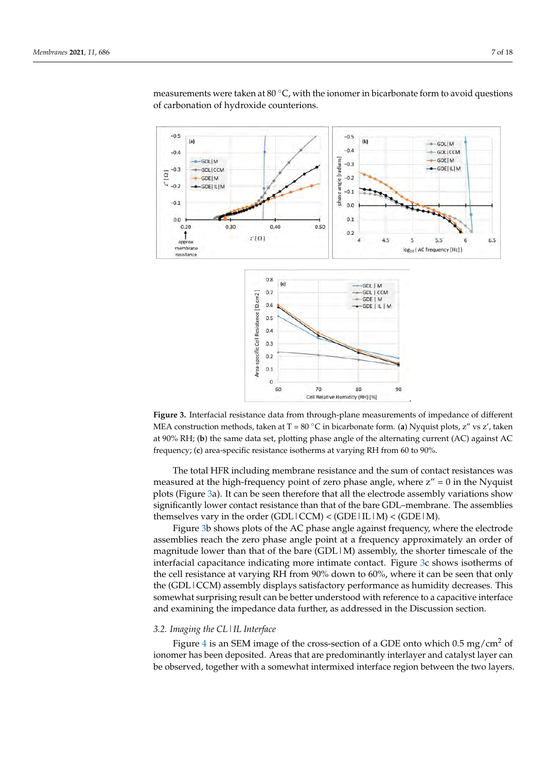measurements were taken at 80 °C, with the ionomer in bicarbonate form to avoid questions of carbonation of hydroxide counterions.

**Figure 3.** Interfacial resistance data from through-plane measurements of impedance of different MEA construction methods, taken at T = 80 °C in bicarbonate form. (**a**) Nyquist plots, z″ vs z′, taken at 90% RH; (**b**) the same data set, plotting phase angle of the alternating current (AC) against AC frequency; (**c**) area-specific resistance isotherms at varying RH from 60 to 90%.

The total HFR including membrane resistance and the sum of contact resistances was measured at the high-frequency point of zero phase angle, where z″ = 0 in the Nyquist plots (Figure 3a). It can be seen therefore that all the electrode assembly variations show significantly lower contact resistance than that of the bare GDL–membrane. The assemblies themselves vary in the order (GDL | CCM) < (GDE | IL | M) < (GDE | M).

Figure 3b shows plots of the AC phase angle against frequency, where the electrode assemblies reach the zero phase angle point at a frequency approximately an order of magnitude lower than that of the bare (GDL | M) assembly, the shorter timescale of the interfacial capacitance indicating more intimate contact. Figure 3c shows isotherms of the cell resistance at varying RH from 90% down to 60%, where it can be seen that only the (GDL | CCM) assembly displays satisfactory performance as humidity decreases. This somewhat surprising result can be better understood with reference to a capacitive interface and examining the impedance data further, as addressed in the Discussion section.

### 3.2. Imaging the CL | IL Interface

Figure 4 is an SEM image of the cross-section of a GDE onto which 0.5 mg/cm$^2$ of ionomer has been deposited. Areas that are predominantly interlayer and catalyst layer can be observed, together with a somewhat intermixed interface region between the two layers.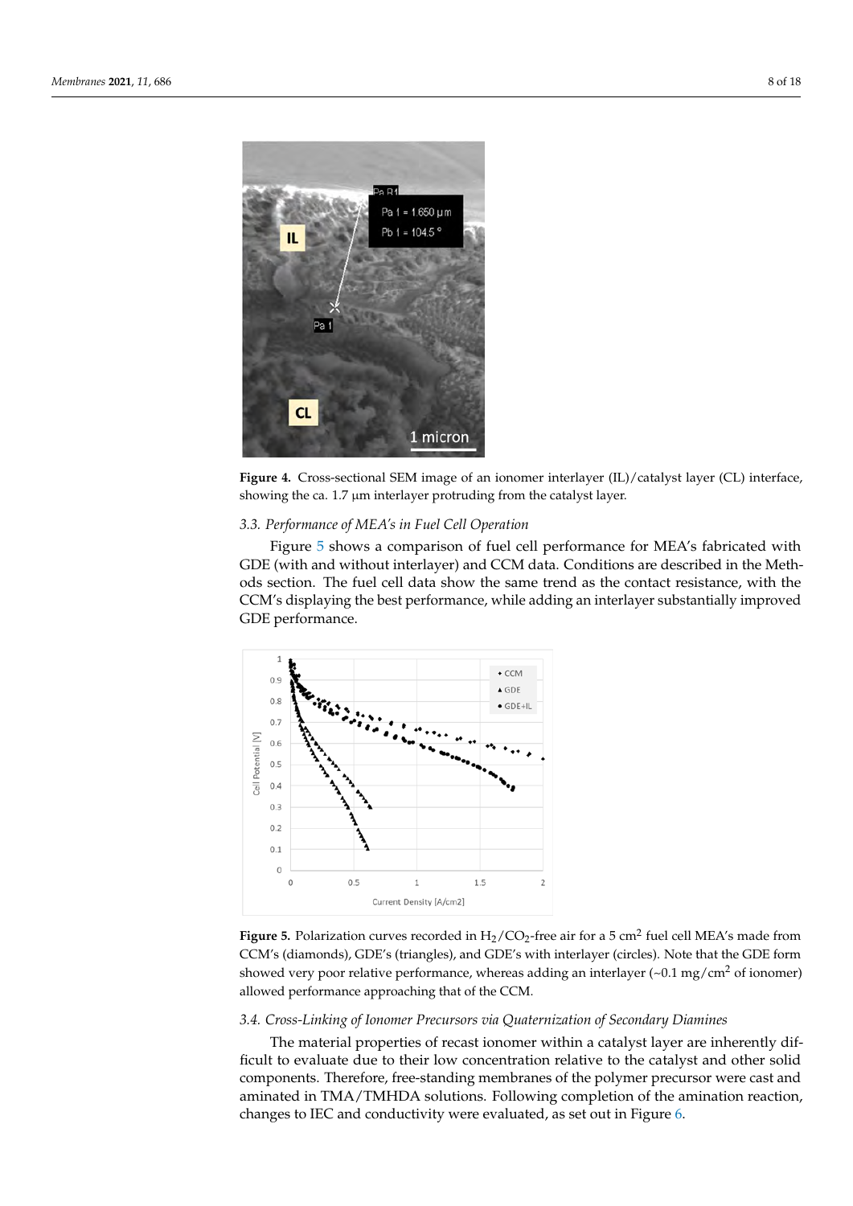**Figure 4.** Cross-sectional SEM image of an ionomer interlayer (IL)/catalyst layer (CL) interface, showing the ca. 1.7 µm interlayer protruding from the catalyst layer.

### *3.3. Performance of MEA's in Fuel Cell Operation*

Figure 5 shows a comparison of fuel cell performance for MEA's fabricated with GDE (with and without interlayer) and CCM data. Conditions are described in the Methods section. The fuel cell data show the same trend as the contact resistance, with the CCM's displaying the best performance, while adding an interlayer substantially improved GDE performance.

**Figure 5.** Polarization curves recorded in $H_2/CO_2$-free air for a 5 $cm^2$ fuel cell MEA's made from CCM's (diamonds), GDE's (triangles), and GDE's with interlayer (circles). Note that the GDE form showed very poor relative performance, whereas adding an interlayer (~0.1 $mg/cm^2$ of ionomer) allowed performance approaching that of the CCM.

### *3.4. Cross-Linking of Ionomer Precursors via Quaternization of Secondary Diamines*

The material properties of recast ionomer within a catalyst layer are inherently difficult to evaluate due to their low concentration relative to the catalyst and other solid components. Therefore, free-standing membranes of the polymer precursor were cast and aminated in TMA/TMHDA solutions. Following completion of the amination reaction, changes to IEC and conductivity were evaluated, as set out in Figure 6.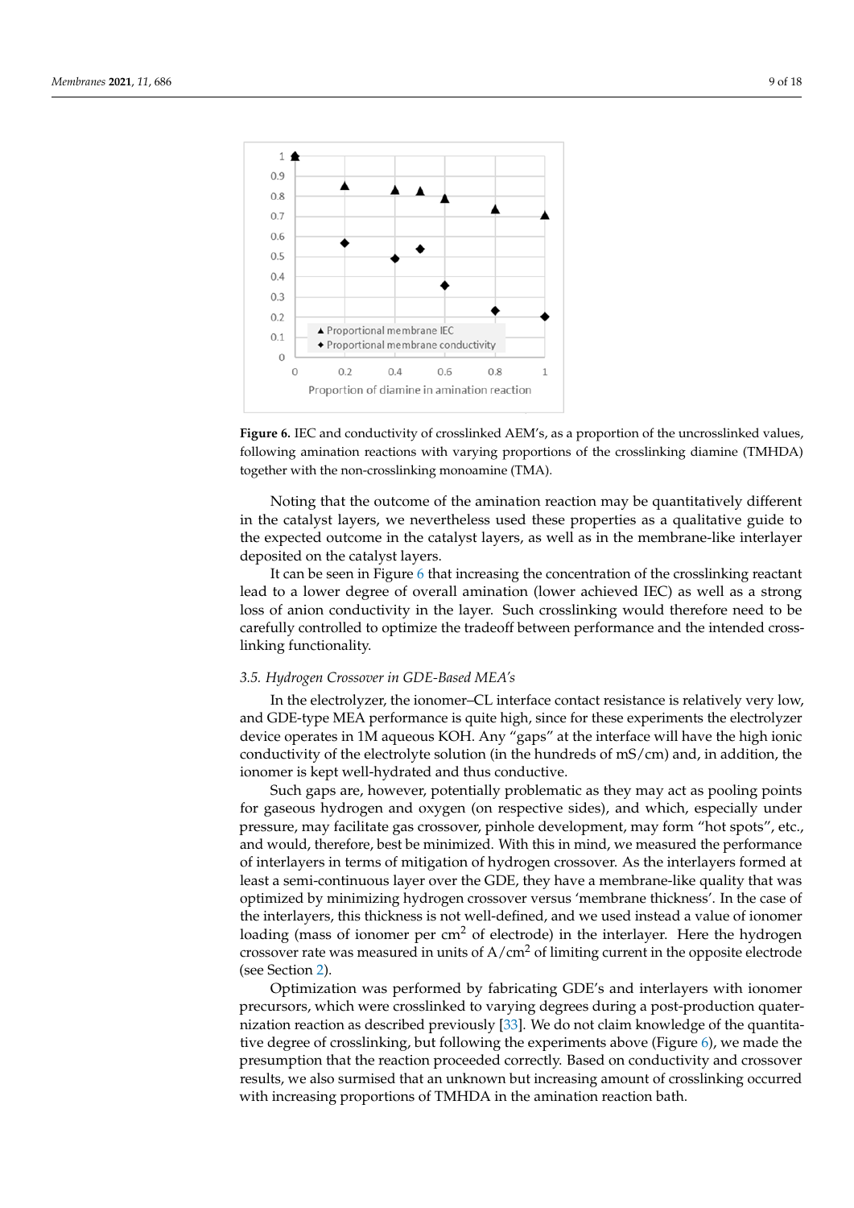**Figure 6.** IEC and conductivity of crosslinked AEM's, as a proportion of the uncrosslinked values, following amination reactions with varying proportions of the crosslinking diamine (TMHDA) together with the non-crosslinking monoamine (TMA).

Noting that the outcome of the amination reaction may be quantitatively different in the catalyst layers, we nevertheless used these properties as a qualitative guide to the expected outcome in the catalyst layers, as well as in the membrane-like interlayer deposited on the catalyst layers.

It can be seen in Figure 6 that increasing the concentration of the crosslinking reactant lead to a lower degree of overall amination (lower achieved IEC) as well as a strong loss of anion conductivity in the layer. Such crosslinking would therefore need to be carefully controlled to optimize the tradeoff between performance and the intended crosslinking functionality.

### *3.5. Hydrogen Crossover in GDE-Based MEA's*

In the electrolyzer, the ionomer–CL interface contact resistance is relatively very low, and GDE-type MEA performance is quite high, since for these experiments the electrolyzer device operates in 1M aqueous KOH. Any "gaps" at the interface will have the high ionic conductivity of the electrolyte solution (in the hundreds of mS/cm) and, in addition, the ionomer is kept well-hydrated and thus conductive.

Such gaps are, however, potentially problematic as they may act as pooling points for gaseous hydrogen and oxygen (on respective sides), and which, especially under pressure, may facilitate gas crossover, pinhole development, may form "hot spots", etc., and would, therefore, best be minimized. With this in mind, we measured the performance of interlayers in terms of mitigation of hydrogen crossover. As the interlayers formed at least a semi-continuous layer over the GDE, they have a membrane-like quality that was optimized by minimizing hydrogen crossover versus 'membrane thickness'. In the case of the interlayers, this thickness is not well-defined, and we used instead a value of ionomer loading (mass of ionomer per $cm^2$ of electrode) in the interlayer. Here the hydrogen crossover rate was measured in units of $A/cm^2$ of limiting current in the opposite electrode (see Section 2).

Optimization was performed by fabricating GDE's and interlayers with ionomer precursors, which were crosslinked to varying degrees during a post-production quaternization reaction as described previously [33]. We do not claim knowledge of the quantitative degree of crosslinking, but following the experiments above (Figure 6), we made the presumption that the reaction proceeded correctly. Based on conductivity and crossover results, we also surmised that an unknown but increasing amount of crosslinking occurred with increasing proportions of TMHDA in the amination reaction bath.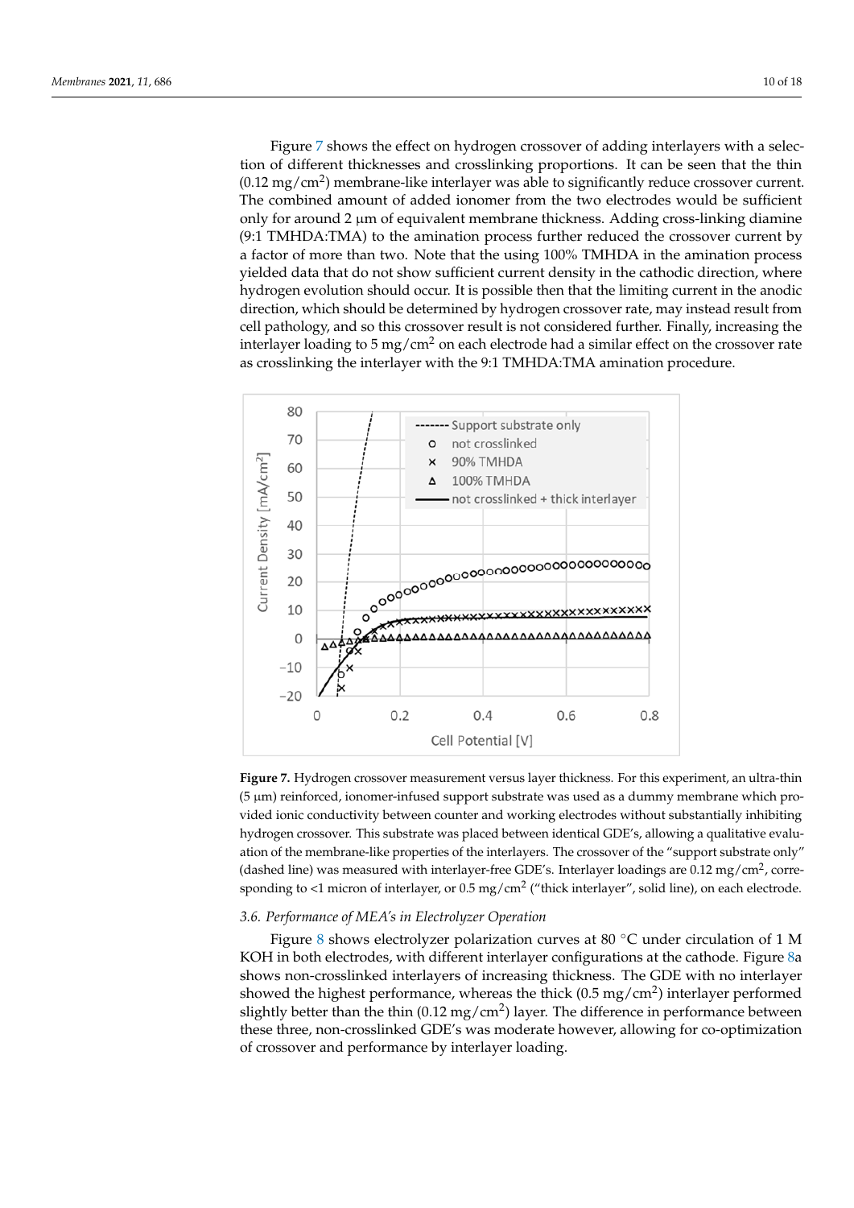Figure 7 shows the effect on hydrogen crossover of adding interlayers with a selection of different thicknesses and crosslinking proportions. It can be seen that the thin (0.12 mg/cm$^2$) membrane-like interlayer was able to significantly reduce crossover current. The combined amount of added ionomer from the two electrodes would be sufficient only for around 2 µm of equivalent membrane thickness. Adding cross-linking diamine (9:1 TMHDA:TMA) to the amination process further reduced the crossover current by a factor of more than two. Note that the using 100% TMHDA in the amination process yielded data that do not show sufficient current density in the cathodic direction, where hydrogen evolution should occur. It is possible then that the limiting current in the anodic direction, which should be determined by hydrogen crossover rate, may instead result from cell pathology, and so this crossover result is not considered further. Finally, increasing the interlayer loading to 5 mg/cm$^2$ on each electrode had a similar effect on the crossover rate as crosslinking the interlayer with the 9:1 TMHDA:TMA amination procedure.

**Figure 7.** Hydrogen crossover measurement versus layer thickness. For this experiment, an ultra-thin (5 µm) reinforced, ionomer-infused support substrate was used as a dummy membrane which provided ionic conductivity between counter and working electrodes without substantially inhibiting hydrogen crossover. This substrate was placed between identical GDE's, allowing a qualitative evaluation of the membrane-like properties of the interlayers. The crossover of the "support substrate only" (dashed line) was measured with interlayer-free GDE's. Interlayer loadings are 0.12 mg/cm$^2$, corresponding to <1 micron of interlayer, or 0.5 mg/cm$^2$ ("thick interlayer", solid line), on each electrode.

### 3.6. Performance of MEA's in Electrolyzer Operation

Figure 8 shows electrolyzer polarization curves at 80 °C under circulation of 1 M KOH in both electrodes, with different interlayer configurations at the cathode. Figure 8a shows non-crosslinked interlayers of increasing thickness. The GDE with no interlayer showed the highest performance, whereas the thick (0.5 mg/cm$^2$) interlayer performed slightly better than the thin (0.12 mg/cm$^2$) layer. The difference in performance between these three, non-crosslinked GDE's was moderate however, allowing for co-optimization of crossover and performance by interlayer loading.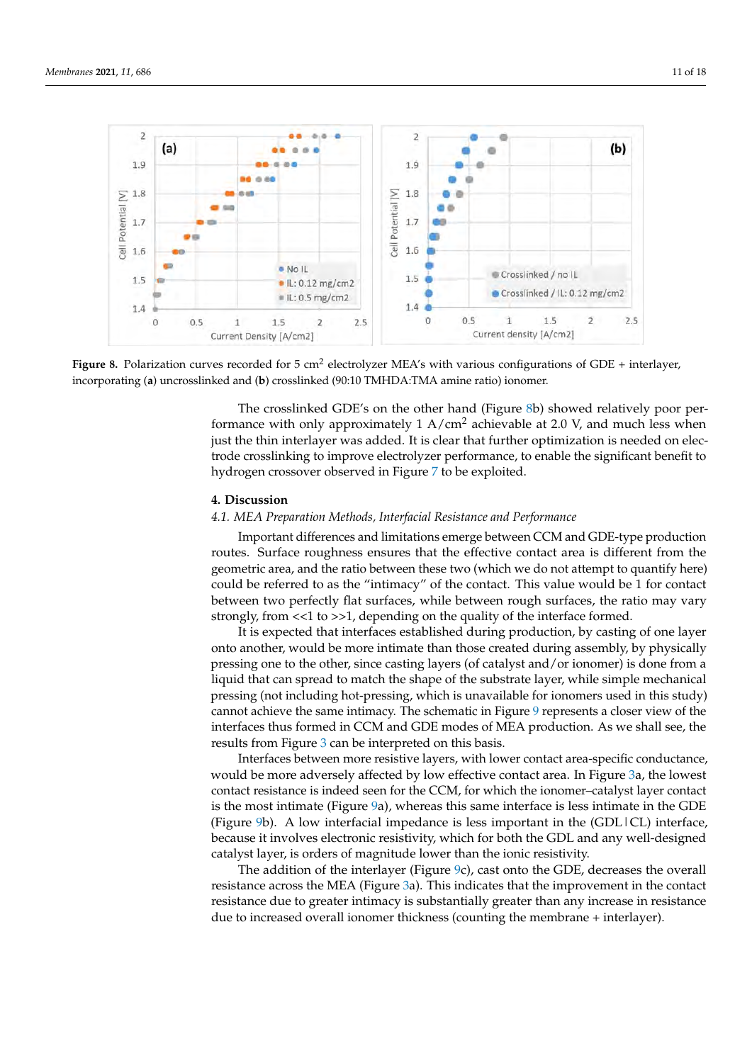**Figure 8.** Polarization curves recorded for 5 cm$^2$ electrolyzer MEA's with various configurations of GDE + interlayer, incorporating (**a**) uncrosslinked and (**b**) crosslinked (90:10 TMHDA:TMA amine ratio) ionomer.

The crosslinked GDE's on the other hand (Figure 8b) showed relatively poor performance with only approximately 1 A/cm$^2$ achievable at 2.0 V, and much less when just the thin interlayer was added. It is clear that further optimization is needed on electrode crosslinking to improve electrolyzer performance, to enable the significant benefit to hydrogen crossover observed in Figure 7 to be exploited.

## 4. Discussion

### *4.1. MEA Preparation Methods, Interfacial Resistance and Performance*

Important differences and limitations emerge between CCM and GDE-type production routes. Surface roughness ensures that the effective contact area is different from the geometric area, and the ratio between these two (which we do not attempt to quantify here) could be referred to as the "intimacy" of the contact. This value would be 1 for contact between two perfectly flat surfaces, while between rough surfaces, the ratio may vary strongly, from <<1 to >>1, depending on the quality of the interface formed.

It is expected that interfaces established during production, by casting of one layer onto another, would be more intimate than those created during assembly, by physically pressing one to the other, since casting layers (of catalyst and/or ionomer) is done from a liquid that can spread to match the shape of the substrate layer, while simple mechanical pressing (not including hot-pressing, which is unavailable for ionomers used in this study) cannot achieve the same intimacy. The schematic in Figure 9 represents a closer view of the interfaces thus formed in CCM and GDE modes of MEA production. As we shall see, the results from Figure 3 can be interpreted on this basis.

Interfaces between more resistive layers, with lower contact area-specific conductance, would be more adversely affected by low effective contact area. In Figure 3a, the lowest contact resistance is indeed seen for the CCM, for which the ionomer–catalyst layer contact is the most intimate (Figure 9a), whereas this same interface is less intimate in the GDE (Figure 9b). A low interfacial impedance is less important in the (GDL|CL) interface, because it involves electronic resistivity, which for both the GDL and any well-designed catalyst layer, is orders of magnitude lower than the ionic resistivity.

The addition of the interlayer (Figure 9c), cast onto the GDE, decreases the overall resistance across the MEA (Figure 3a). This indicates that the improvement in the contact resistance due to greater intimacy is substantially greater than any increase in resistance due to increased overall ionomer thickness (counting the membrane + interlayer).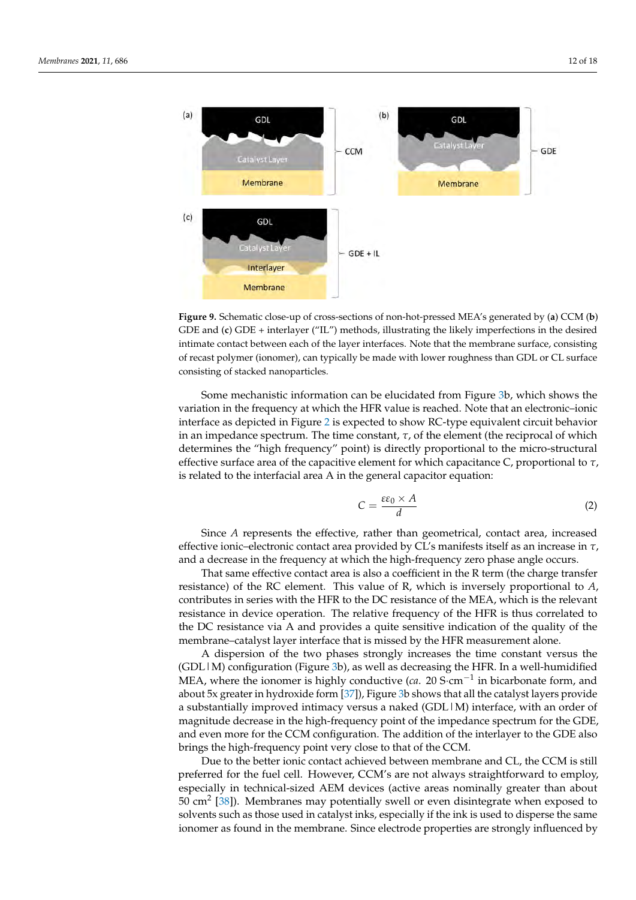**Figure 9.** Schematic close-up of cross-sections of non-hot-pressed MEA's generated by (**a**) CCM (**b**) GDE and (**c**) GDE + interlayer ("IL") methods, illustrating the likely imperfections in the desired intimate contact between each of the layer interfaces. Note that the membrane surface, consisting of recast polymer (ionomer), can typically be made with lower roughness than GDL or CL surface consisting of stacked nanoparticles.

Some mechanistic information can be elucidated from Figure 3b, which shows the variation in the frequency at which the HFR value is reached. Note that an electronic–ionic interface as depicted in Figure 2 is expected to show RC-type equivalent circuit behavior in an impedance spectrum. The time constant, $\tau$, of the element (the reciprocal of which determines the "high frequency" point) is directly proportional to the micro-structural effective surface area of the capacitive element for which capacitance C, proportional to $\tau$, is related to the interfacial area A in the general capacitor equation:

$$C = \frac{\varepsilon\varepsilon_0 \times A}{d} \tag{2}$$

Since $A$ represents the effective, rather than geometrical, contact area, increased effective ionic–electronic contact area provided by CL's manifests itself as an increase in $\tau$, and a decrease in the frequency at which the high-frequency zero phase angle occurs.

That same effective contact area is also a coefficient in the R term (the charge transfer resistance) of the RC element. This value of R, which is inversely proportional to $A$, contributes in series with the HFR to the DC resistance of the MEA, which is the relevant resistance in device operation. The relative frequency of the HFR is thus correlated to the DC resistance via A and provides a quite sensitive indication of the quality of the membrane–catalyst layer interface that is missed by the HFR measurement alone.

A dispersion of the two phases strongly increases the time constant versus the (GDL | M) configuration (Figure 3b), as well as decreasing the HFR. In a well-humidified MEA, where the ionomer is highly conductive (*ca.* 20 $S{\cdot}cm^{-1}$ in bicarbonate form, and about 5x greater in hydroxide form [37]), Figure 3b shows that all the catalyst layers provide a substantially improved intimacy versus a naked (GDL | M) interface, with an order of magnitude decrease in the high-frequency point of the impedance spectrum for the GDE, and even more for the CCM configuration. The addition of the interlayer to the GDE also brings the high-frequency point very close to that of the CCM.

Due to the better ionic contact achieved between membrane and CL, the CCM is still preferred for the fuel cell. However, CCM's are not always straightforward to employ, especially in technical-sized AEM devices (active areas nominally greater than about 50 $cm^2$ [38]). Membranes may potentially swell or even disintegrate when exposed to solvents such as those used in catalyst inks, especially if the ink is used to disperse the same ionomer as found in the membrane. Since electrode properties are strongly influenced by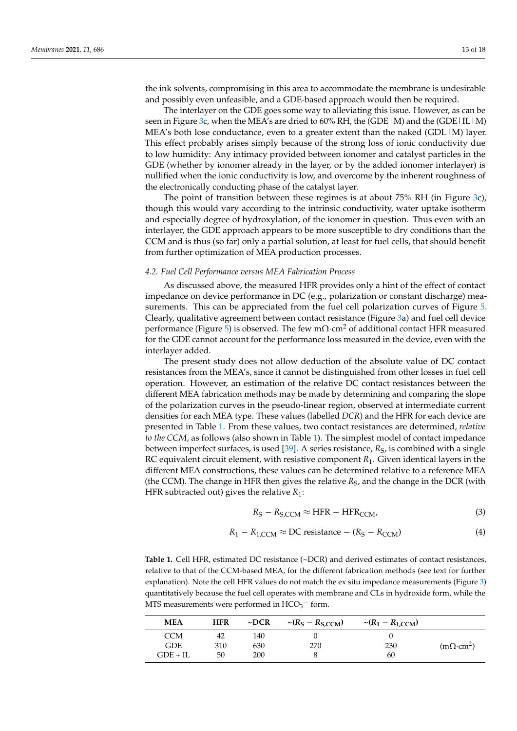the ink solvents, compromising in this area to accommodate the membrane is undesirable and possibly even unfeasible, and a GDE-based approach would then be required.

The interlayer on the GDE goes some way to alleviating this issue. However, as can be seen in Figure 3c, when the MEA's are dried to 60% RH, the (GDE | M) and the (GDE | IL | M) MEA's both lose conductance, even to a greater extent than the naked (GDL | M) layer. This effect probably arises simply because of the strong loss of ionic conductivity due to low humidity: Any intimacy provided between ionomer and catalyst particles in the GDE (whether by ionomer already in the layer, or by the added ionomer interlayer) is nullified when the ionic conductivity is low, and overcome by the inherent roughness of the electronically conducting phase of the catalyst layer.

The point of transition between these regimes is at about 75% RH (in Figure 3c), though this would vary according to the intrinsic conductivity, water uptake isotherm and especially degree of hydroxylation, of the ionomer in question. Thus even with an interlayer, the GDE approach appears to be more susceptible to dry conditions than the CCM and is thus (so far) only a partial solution, at least for fuel cells, that should benefit from further optimization of MEA production processes.

### *4.2. Fuel Cell Performance versus MEA Fabrication Process*

As discussed above, the measured HFR provides only a hint of the effect of contact impedance on device performance in DC (e.g., polarization or constant discharge) measurements. This can be appreciated from the fuel cell polarization curves of Figure 5. Clearly, qualitative agreement between contact resistance (Figure 3a) and fuel cell device performance (Figure 5) is observed. The few $m\Omega{\cdot}cm^2$ of additional contact HFR measured for the GDE cannot account for the performance loss measured in the device, even with the interlayer added.

The present study does not allow deduction of the absolute value of DC contact resistances from the MEA's, since it cannot be distinguished from other losses in fuel cell operation. However, an estimation of the relative DC contact resistances between the different MEA fabrication methods may be made by determining and comparing the slope of the polarization curves in the pseudo-linear region, observed at intermediate current densities for each MEA type. These values (labelled *DCR*) and the HFR for each device are presented in Table 1. From these values, two contact resistances are determined, *relative to the CCM*, as follows (also shown in Table 1). The simplest model of contact impedance between imperfect surfaces, is used [39]. A series resistance, $R_S$, is combined with a single RC equivalent circuit element, with resistive component $R_1$. Given identical layers in the different MEA constructions, these values can be determined relative to a reference MEA (the CCM). The change in HFR then gives the relative $R_S$, and the change in the DCR (with HFR subtracted out) gives the relative $R_1$:

$$R_S - R_{S,CCM} \approx \text{HFR} - \text{HFR}_{CCM}, \tag{3}$$

$$R_1 - R_{1,CCM} \approx \text{DC resistance} - (R_S - R_{CCM}) \tag{4}$$

**Table 1.** Cell HFR, estimated DC resistance (~DCR) and derived estimates of contact resistances, relative to that of the CCM-based MEA, for the different fabrication methods (see text for further explanation). Note the cell HFR values do not match the ex situ impedance measurements (Figure 3) quantitatively because the fuel cell operates with membrane and CLs in hydroxide form, while the MTS measurements were performed in $HCO_3^-$ form.

| MEA | HFR | ~DCR | ~$(R_S - R_{S,CCM})$ | ~$(R_1 - R_{1,CCM})$ | |
|---|---|---|---|---|---|
| CCM | 42 | 140 | 0 | 0 | |
| GDE | 310 | 630 | 270 | 230 | $(m\Omega{\cdot}cm^2)$ |
| GDE + IL | 50 | 200 | 8 | 60 | |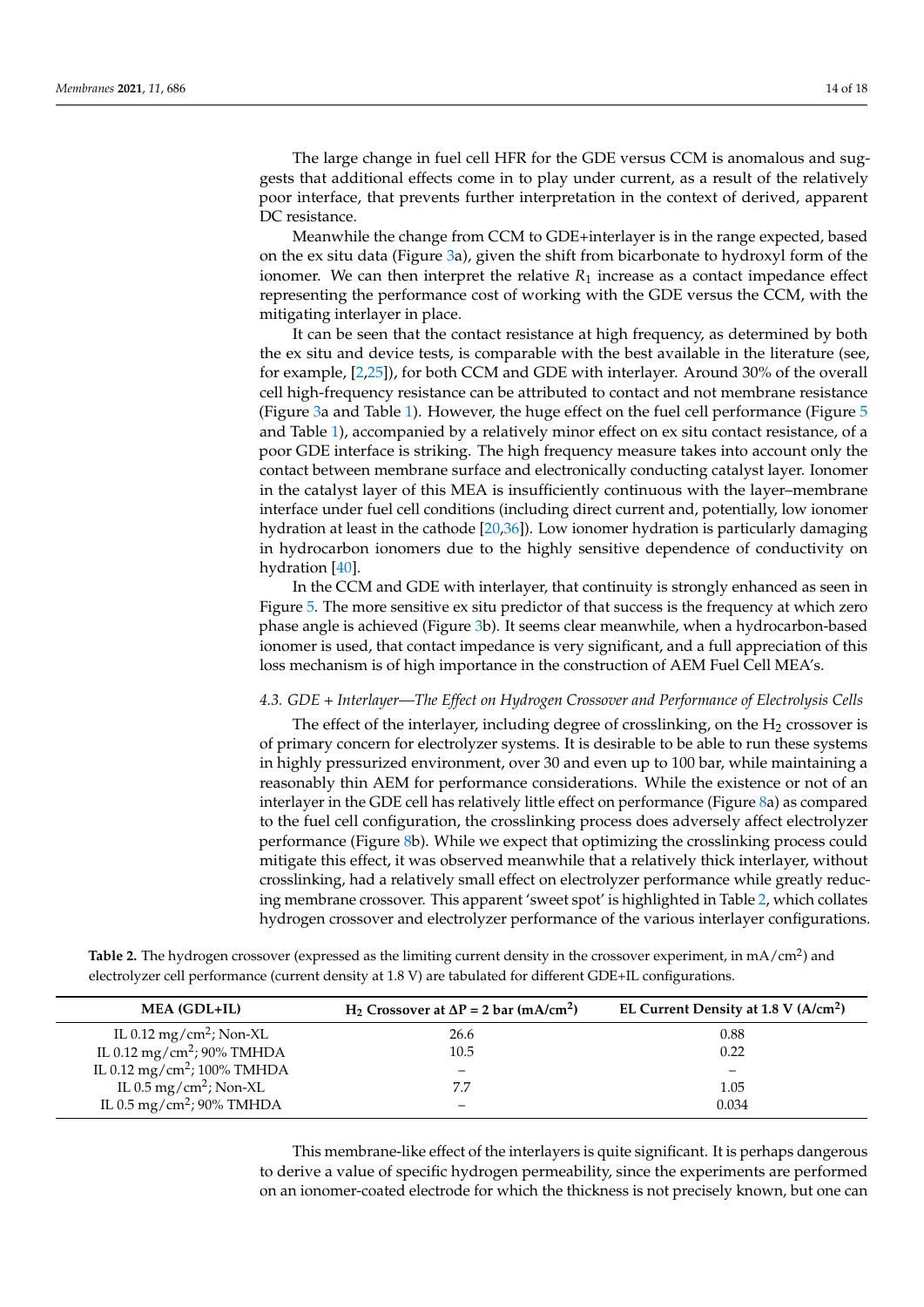The large change in fuel cell HFR for the GDE versus CCM is anomalous and suggests that additional effects come in to play under current, as a result of the relatively poor interface, that prevents further interpretation in the context of derived, apparent DC resistance.

Meanwhile the change from CCM to GDE+interlayer is in the range expected, based on the ex situ data (Figure 3a), given the shift from bicarbonate to hydroxyl form of the ionomer. We can then interpret the relative $R_1$ increase as a contact impedance effect representing the performance cost of working with the GDE versus the CCM, with the mitigating interlayer in place.

It can be seen that the contact resistance at high frequency, as determined by both the ex situ and device tests, is comparable with the best available in the literature (see, for example, [2,25]), for both CCM and GDE with interlayer. Around 30% of the overall cell high-frequency resistance can be attributed to contact and not membrane resistance (Figure 3a and Table 1). However, the huge effect on the fuel cell performance (Figure 5 and Table 1), accompanied by a relatively minor effect on ex situ contact resistance, of a poor GDE interface is striking. The high frequency measure takes into account only the contact between membrane surface and electronically conducting catalyst layer. Ionomer in the catalyst layer of this MEA is insufficiently continuous with the layer–membrane interface under fuel cell conditions (including direct current and, potentially, low ionomer hydration at least in the cathode [20,36]). Low ionomer hydration is particularly damaging in hydrocarbon ionomers due to the highly sensitive dependence of conductivity on hydration [40].

In the CCM and GDE with interlayer, that continuity is strongly enhanced as seen in Figure 5. The more sensitive ex situ predictor of that success is the frequency at which zero phase angle is achieved (Figure 3b). It seems clear meanwhile, when a hydrocarbon-based ionomer is used, that contact impedance is very significant, and a full appreciation of this loss mechanism is of high importance in the construction of AEM Fuel Cell MEA's.

*4.3. GDE + Interlayer—The Effect on Hydrogen Crossover and Performance of Electrolysis Cells*

The effect of the interlayer, including degree of crosslinking, on the $H_2$ crossover is of primary concern for electrolyzer systems. It is desirable to be able to run these systems in highly pressurized environment, over 30 and even up to 100 bar, while maintaining a reasonably thin AEM for performance considerations. While the existence or not of an interlayer in the GDE cell has relatively little effect on performance (Figure 8a) as compared to the fuel cell configuration, the crosslinking process does adversely affect electrolyzer performance (Figure 8b). While we expect that optimizing the crosslinking process could mitigate this effect, it was observed meanwhile that a relatively thick interlayer, without crosslinking, had a relatively small effect on electrolyzer performance while greatly reducing membrane crossover. This apparent 'sweet spot' is highlighted in Table 2, which collates hydrogen crossover and electrolyzer performance of the various interlayer configurations.

**Table 2.** The hydrogen crossover (expressed as the limiting current density in the crossover experiment, in mA/cm$^2$) and electrolyzer cell performance (current density at 1.8 V) are tabulated for different GDE+IL configurations.

| MEA (GDL+IL) | $H_2$ Crossover at $\Delta P$ = 2 bar (mA/cm$^2$) | EL Current Density at 1.8 V (A/cm$^2$) |
|---|---|---|
| IL 0.12 mg/cm$^2$; Non-XL | 26.6 | 0.88 |
| IL 0.12 mg/cm$^2$; 90% TMHDA | 10.5 | 0.22 |
| IL 0.12 mg/cm$^2$; 100% TMHDA | – | – |
| IL 0.5 mg/cm$^2$; Non-XL | 7.7 | 1.05 |
| IL 0.5 mg/cm$^2$; 90% TMHDA | – | 0.034 |

This membrane-like effect of the interlayers is quite significant. It is perhaps dangerous to derive a value of specific hydrogen permeability, since the experiments are performed on an ionomer-coated electrode for which the thickness is not precisely known, but one can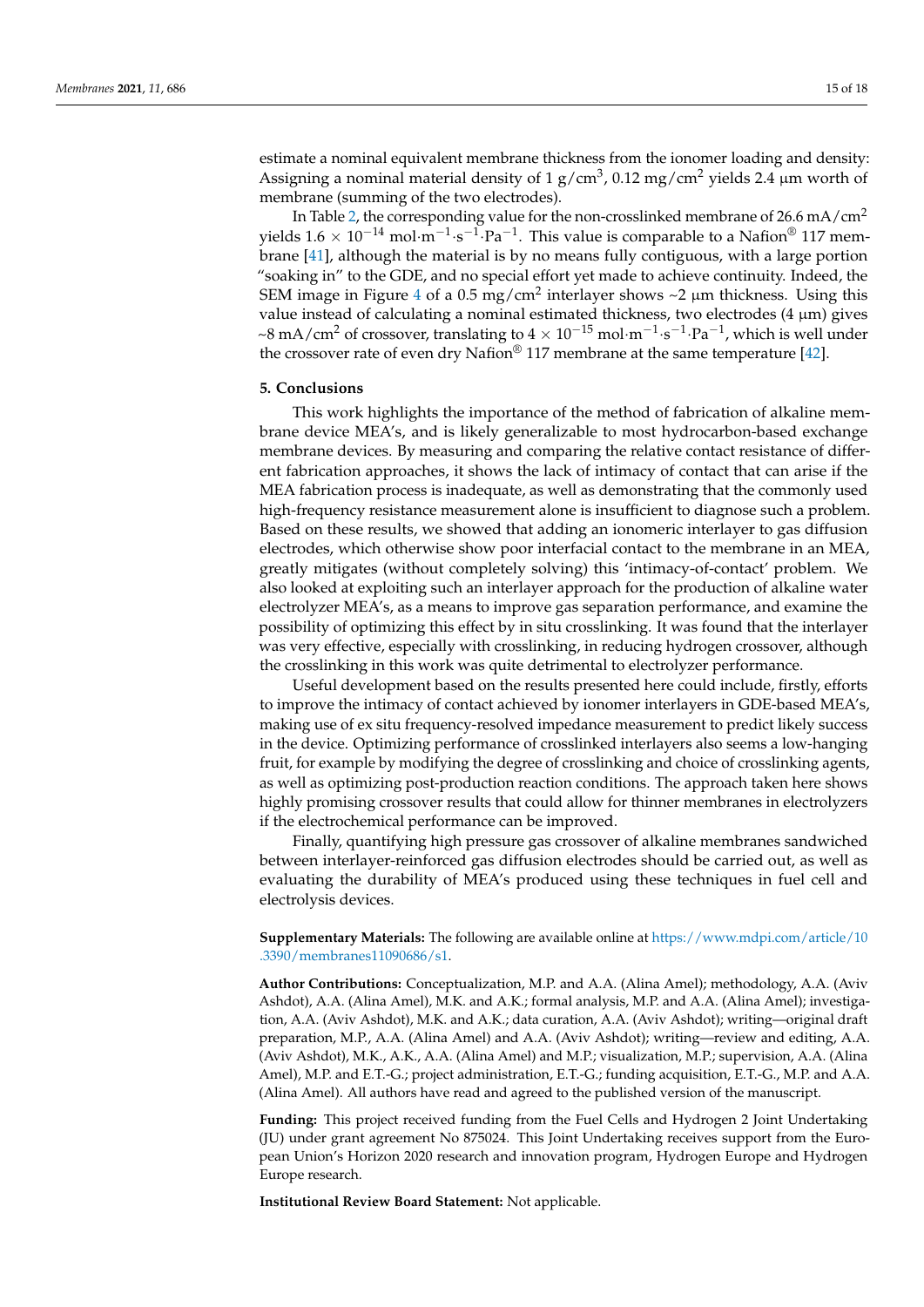estimate a nominal equivalent membrane thickness from the ionomer loading and density: Assigning a nominal material density of 1 $g/cm^3$, 0.12 $mg/cm^2$ yields 2.4 μm worth of membrane (summing of the two electrodes).

In Table 2, the corresponding value for the non-crosslinked membrane of 26.6 $mA/cm^2$ yields $1.6 \times 10^{-14}$ $mol{\cdot}m^{-1}{\cdot}s^{-1}{\cdot}Pa^{-1}$. This value is comparable to a Nafion® 117 membrane [41], although the material is by no means fully contiguous, with a large portion "soaking in" to the GDE, and no special effort yet made to achieve continuity. Indeed, the SEM image in Figure 4 of a 0.5 $mg/cm^2$ interlayer shows ~2 μm thickness. Using this value instead of calculating a nominal estimated thickness, two electrodes (4 μm) gives ~8 $mA/cm^2$ of crossover, translating to $4 \times 10^{-15}$ $mol{\cdot}m^{-1}{\cdot}s^{-1}{\cdot}Pa^{-1}$, which is well under the crossover rate of even dry Nafion® 117 membrane at the same temperature [42].

## 5. Conclusions

This work highlights the importance of the method of fabrication of alkaline membrane device MEA's, and is likely generalizable to most hydrocarbon-based exchange membrane devices. By measuring and comparing the relative contact resistance of different fabrication approaches, it shows the lack of intimacy of contact that can arise if the MEA fabrication process is inadequate, as well as demonstrating that the commonly used high-frequency resistance measurement alone is insufficient to diagnose such a problem. Based on these results, we showed that adding an ionomeric interlayer to gas diffusion electrodes, which otherwise show poor interfacial contact to the membrane in an MEA, greatly mitigates (without completely solving) this 'intimacy-of-contact' problem. We also looked at exploiting such an interlayer approach for the production of alkaline water electrolyzer MEA's, as a means to improve gas separation performance, and examine the possibility of optimizing this effect by in situ crosslinking. It was found that the interlayer was very effective, especially with crosslinking, in reducing hydrogen crossover, although the crosslinking in this work was quite detrimental to electrolyzer performance.

Useful development based on the results presented here could include, firstly, efforts to improve the intimacy of contact achieved by ionomer interlayers in GDE-based MEA's, making use of ex situ frequency-resolved impedance measurement to predict likely success in the device. Optimizing performance of crosslinked interlayers also seems a low-hanging fruit, for example by modifying the degree of crosslinking and choice of crosslinking agents, as well as optimizing post-production reaction conditions. The approach taken here shows highly promising crossover results that could allow for thinner membranes in electrolyzers if the electrochemical performance can be improved.

Finally, quantifying high pressure gas crossover of alkaline membranes sandwiched between interlayer-reinforced gas diffusion electrodes should be carried out, as well as evaluating the durability of MEA's produced using these techniques in fuel cell and electrolysis devices.

**Supplementary Materials:** The following are available online at https://www.mdpi.com/article/10.3390/membranes11090686/s1.

**Author Contributions:** Conceptualization, M.P. and A.A. (Alina Amel); methodology, A.A. (Aviv Ashdot), A.A. (Alina Amel), M.K. and A.K.; formal analysis, M.P. and A.A. (Alina Amel); investigation, A.A. (Aviv Ashdot), M.K. and A.K.; data curation, A.A. (Aviv Ashdot); writing—original draft preparation, M.P., A.A. (Alina Amel) and A.A. (Aviv Ashdot); writing—review and editing, A.A. (Aviv Ashdot), M.K., A.K., A.A. (Alina Amel) and M.P.; visualization, M.P.; supervision, A.A. (Alina Amel), M.P. and E.T.-G.; project administration, E.T.-G.; funding acquisition, E.T.-G., M.P. and A.A. (Alina Amel). All authors have read and agreed to the published version of the manuscript.

**Funding:** This project received funding from the Fuel Cells and Hydrogen 2 Joint Undertaking (JU) under grant agreement No 875024. This Joint Undertaking receives support from the European Union's Horizon 2020 research and innovation program, Hydrogen Europe and Hydrogen Europe research.

**Institutional Review Board Statement:** Not applicable.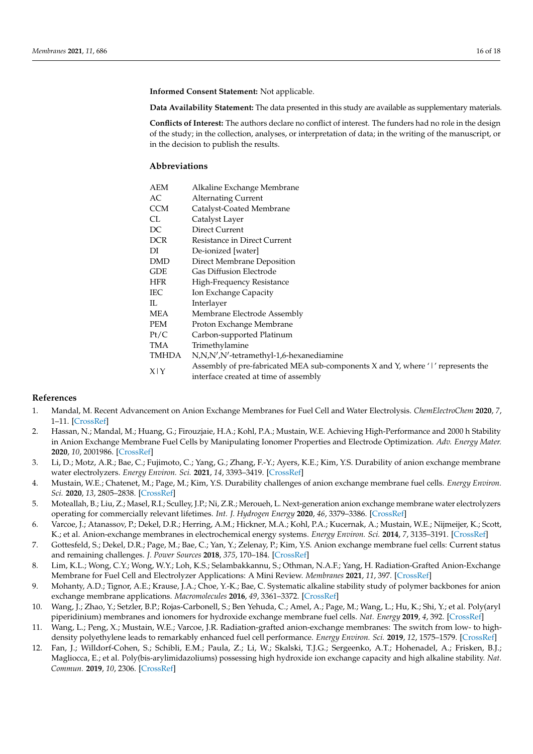**Informed Consent Statement:** Not applicable.

**Data Availability Statement:** The data presented in this study are available as supplementary materials.

**Conflicts of Interest:** The authors declare no conflict of interest. The funders had no role in the design of the study; in the collection, analyses, or interpretation of data; in the writing of the manuscript, or in the decision to publish the results.

## Abbreviations

| | |
|---|---|
| AEM | Alkaline Exchange Membrane |
| AC | Alternating Current |
| CCM | Catalyst-Coated Membrane |
| CL | Catalyst Layer |
| DC | Direct Current |
| DCR | Resistance in Direct Current |
| DI | De-ionized [water] |
| DMD | Direct Membrane Deposition |
| GDE | Gas Diffusion Electrode |
| HFR | High-Frequency Resistance |
| IEC | Ion Exchange Capacity |
| IL | Interlayer |
| MEA | Membrane Electrode Assembly |
| PEM | Proton Exchange Membrane |
| Pt/C | Carbon-supported Platinum |
| TMA | Trimethylamine |
| TMHDA | N,N,N′,N′-tetramethyl-1,6-hexanediamine |
| X∣Y | Assembly of pre-fabricated MEA sub-components X and Y, where '∣' represents the interface created at time of assembly |

## References

1. Mandal, M. Recent Advancement on Anion Exchange Membranes for Fuel Cell and Water Electrolysis. *ChemElectroChem* **2020**, *7*, 1–11. [CrossRef]
2. Hassan, N.; Mandal, M.; Huang, G.; Firouzjaie, H.A.; Kohl, P.A.; Mustain, W.E. Achieving High-Performance and 2000 h Stability in Anion Exchange Membrane Fuel Cells by Manipulating Ionomer Properties and Electrode Optimization. *Adv. Energy Mater.* **2020**, *10*, 2001986. [CrossRef]
3. Li, D.; Motz, A.R.; Bae, C.; Fujimoto, C.; Yang, G.; Zhang, F.-Y.; Ayers, K.E.; Kim, Y.S. Durability of anion exchange membrane water electrolyzers. *Energy Environ. Sci.* **2021**, *14*, 3393–3419. [CrossRef]
4. Mustain, W.E.; Chatenet, M.; Page, M.; Kim, Y.S. Durability challenges of anion exchange membrane fuel cells. *Energy Environ. Sci.* **2020**, *13*, 2805–2838. [CrossRef]
5. Moteallah, B.; Liu, Z.; Masel, R.I.; Sculley, J.P.; Ni, Z.R.; Meroueh, L. Next-generation anion exchange membrane water electrolyzers operating for commercially relevant lifetimes. *Int. J. Hydrogen Energy* **2020**, *46*, 3379–3386. [CrossRef]
6. Varcoe, J.; Atanassov, P.; Dekel, D.R.; Herring, A.M.; Hickner, M.A.; Kohl, P.A.; Kucernak, A.; Mustain, W.E.; Nijmeijer, K.; Scott, K.; et al. Anion-exchange membranes in electrochemical energy systems. *Energy Environ. Sci.* **2014**, *7*, 3135–3191. [CrossRef]
7. Gottesfeld, S.; Dekel, D.R.; Page, M.; Bae, C.; Yan, Y.; Zelenay, P.; Kim, Y.S. Anion exchange membrane fuel cells: Current status and remaining challenges. *J. Power Sources* **2018**, *375*, 170–184. [CrossRef]
8. Lim, K.L.; Wong, C.Y.; Wong, W.Y.; Loh, K.S.; Selambakkannu, S.; Othman, N.A.F.; Yang, H. Radiation-Grafted Anion-Exchange Membrane for Fuel Cell and Electrolyzer Applications: A Mini Review. *Membranes* **2021**, *11*, 397. [CrossRef]
9. Mohanty, A.D.; Tignor, A.E.; Krause, J.A.; Choe, Y.-K.; Bae, C. Systematic alkaline stability study of polymer backbones for anion exchange membrane applications. *Macromolecules* **2016**, *49*, 3361–3372. [CrossRef]
10. Wang, J.; Zhao, Y.; Setzler, B.P.; Rojas-Carbonell, S.; Ben Yehuda, C.; Amel, A.; Page, M.; Wang, L.; Hu, K.; Shi, Y.; et al. Poly(aryl piperidinium) membranes and ionomers for hydroxide exchange membrane fuel cells. *Nat. Energy* **2019**, *4*, 392. [CrossRef]
11. Wang, L.; Peng, X.; Mustain, W.E.; Varcoe, J.R. Radiation-grafted anion-exchange membranes: The switch from low- to high-density polyethylene leads to remarkably enhanced fuel cell performance. *Energy Environ. Sci.* **2019**, *12*, 1575–1579. [CrossRef]
12. Fan, J.; Willdorf-Cohen, S.; Schibli, E.M.; Paula, Z.; Li, W.; Skalski, T.J.G.; Sergeenko, A.T.; Hohenadel, A.; Frisken, B.J.; Magliocca, E.; et al. Poly(bis-arylimidazoliums) possessing high hydroxide ion exchange capacity and high alkaline stability. *Nat. Commun.* **2019**, *10*, 2306. [CrossRef]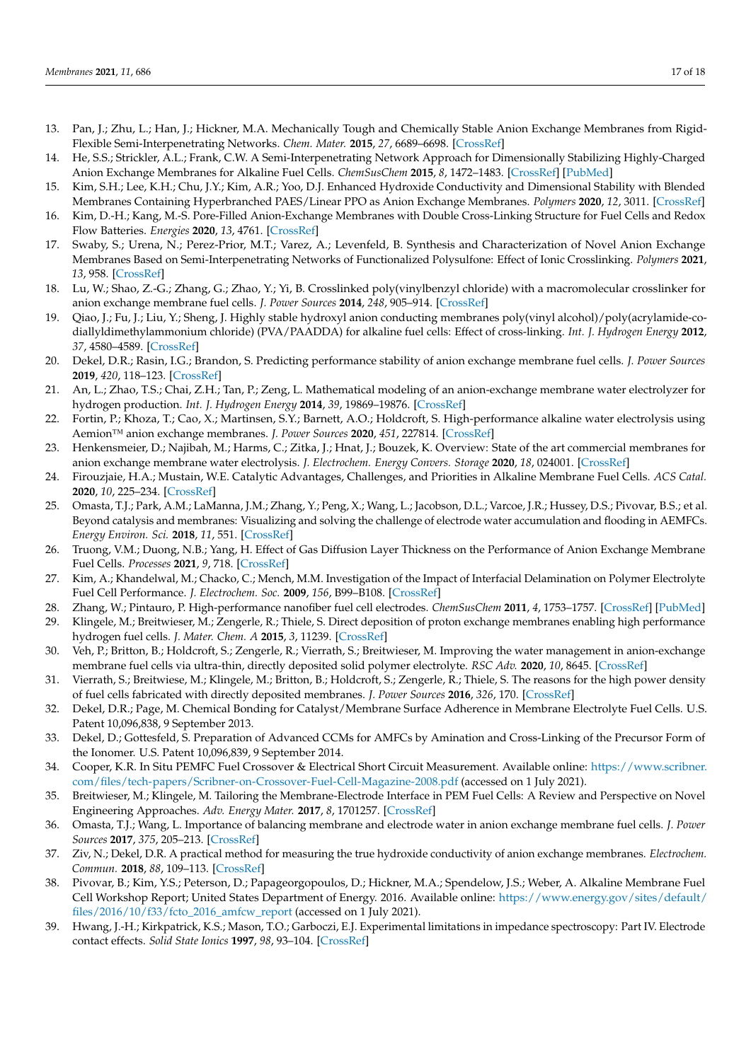13. Pan, J.; Zhu, L.; Han, J.; Hickner, M.A. Mechanically Tough and Chemically Stable Anion Exchange Membranes from Rigid-Flexible Semi-Interpenetrating Networks. *Chem. Mater.* **2015**, *27*, 6689–6698. [CrossRef]
14. He, S.S.; Strickler, A.L.; Frank, C.W. A Semi-Interpenetrating Network Approach for Dimensionally Stabilizing Highly-Charged Anion Exchange Membranes for Alkaline Fuel Cells. *ChemSusChem* **2015**, *8*, 1472–1483. [CrossRef] [PubMed]
15. Kim, S.H.; Lee, K.H.; Chu, J.Y.; Kim, A.R.; Yoo, D.J. Enhanced Hydroxide Conductivity and Dimensional Stability with Blended Membranes Containing Hyperbranched PAES/Linear PPO as Anion Exchange Membranes. *Polymers* **2020**, *12*, 3011. [CrossRef]
16. Kim, D.-H.; Kang, M.-S. Pore-Filled Anion-Exchange Membranes with Double Cross-Linking Structure for Fuel Cells and Redox Flow Batteries. *Energies* **2020**, *13*, 4761. [CrossRef]
17. Swaby, S.; Urena, N.; Perez-Prior, M.T.; Varez, A.; Levenfeld, B. Synthesis and Characterization of Novel Anion Exchange Membranes Based on Semi-Interpenetrating Networks of Functionalized Polysulfone: Effect of Ionic Crosslinking. *Polymers* **2021**, *13*, 958. [CrossRef]
18. Lu, W.; Shao, Z.-G.; Zhang, G.; Zhao, Y.; Yi, B. Crosslinked poly(vinylbenzyl chloride) with a macromolecular crosslinker for anion exchange membrane fuel cells. *J. Power Sources* **2014**, *248*, 905–914. [CrossRef]
19. Qiao, J.; Fu, J.; Liu, Y.; Sheng, J. Highly stable hydroxyl anion conducting membranes poly(vinyl alcohol)/poly(acrylamide-co-diallyldimethylammonium chloride) (PVA/PAADDA) for alkaline fuel cells: Effect of cross-linking. *Int. J. Hydrogen Energy* **2012**, *37*, 4580–4589. [CrossRef]
20. Dekel, D.R.; Rasin, I.G.; Brandon, S. Predicting performance stability of anion exchange membrane fuel cells. *J. Power Sources* **2019**, *420*, 118–123. [CrossRef]
21. An, L.; Zhao, T.S.; Chai, Z.H.; Tan, P.; Zeng, L. Mathematical modeling of an anion-exchange membrane water electrolyzer for hydrogen production. *Int. J. Hydrogen Energy* **2014**, *39*, 19869–19876. [CrossRef]
22. Fortin, P.; Khoza, T.; Cao, X.; Martinsen, S.Y.; Barnett, A.O.; Holdcroft, S. High-performance alkaline water electrolysis using Aemion™ anion exchange membranes. *J. Power Sources* **2020**, *451*, 227814. [CrossRef]
23. Henkensmeier, D.; Najibah, M.; Harms, C.; Zitka, J.; Hnat, J.; Bouzek, K. Overview: State of the art commercial membranes for anion exchange membrane water electrolysis. *J. Electrochem. Energy Convers. Storage* **2020**, *18*, 024001. [CrossRef]
24. Firouzjaie, H.A.; Mustain, W.E. Catalytic Advantages, Challenges, and Priorities in Alkaline Membrane Fuel Cells. *ACS Catal.* **2020**, *10*, 225–234. [CrossRef]
25. Omasta, T.J.; Park, A.M.; LaManna, J.M.; Zhang, Y.; Peng, X.; Wang, L.; Jacobson, D.L.; Varcoe, J.R.; Hussey, D.S.; Pivovar, B.S.; et al. Beyond catalysis and membranes: Visualizing and solving the challenge of electrode water accumulation and flooding in AEMFCs. *Energy Environ. Sci.* **2018**, *11*, 551. [CrossRef]
26. Truong, V.M.; Duong, N.B.; Yang, H. Effect of Gas Diffusion Layer Thickness on the Performance of Anion Exchange Membrane Fuel Cells. *Processes* **2021**, *9*, 718. [CrossRef]
27. Kim, A.; Khandelwal, M.; Chacko, C.; Mench, M.M. Investigation of the Impact of Interfacial Delamination on Polymer Electrolyte Fuel Cell Performance. *J. Electrochem. Soc.* **2009**, *156*, B99–B108. [CrossRef]
28. Zhang, W.; Pintauro, P. High-performance nanofiber fuel cell electrodes. *ChemSusChem* **2011**, *4*, 1753–1757. [CrossRef] [PubMed]
29. Klingele, M.; Breitwieser, M.; Zengerle, R.; Thiele, S. Direct deposition of proton exchange membranes enabling high performance hydrogen fuel cells. *J. Mater. Chem. A* **2015**, *3*, 11239. [CrossRef]
30. Veh, P.; Britton, B.; Holdcroft, S.; Zengerle, R.; Vierrath, S.; Breitwieser, M. Improving the water management in anion-exchange membrane fuel cells via ultra-thin, directly deposited solid polymer electrolyte. *RSC Adv.* **2020**, *10*, 8645. [CrossRef]
31. Vierrath, S.; Breitwiese, M.; Klingele, M.; Britton, B.; Holdcroft, S.; Zengerle, R.; Thiele, S. The reasons for the high power density of fuel cells fabricated with directly deposited membranes. *J. Power Sources* **2016**, *326*, 170. [CrossRef]
32. Dekel, D.R.; Page, M. Chemical Bonding for Catalyst/Membrane Surface Adherence in Membrane Electrolyte Fuel Cells. U.S. Patent 10,096,838, 9 September 2013.
33. Dekel, D.; Gottesfeld, S. Preparation of Advanced CCMs for AMFCs by Amination and Cross-Linking of the Precursor Form of the Ionomer. U.S. Patent 10,096,839, 9 September 2014.
34. Cooper, K.R. In Situ PEMFC Fuel Crossover & Electrical Short Circuit Measurement. Available online: https://www.scribner.com/files/tech-papers/Scribner-on-Crossover-Fuel-Cell-Magazine-2008.pdf (accessed on 1 July 2021).
35. Breitwieser, M.; Klingele, M. Tailoring the Membrane-Electrode Interface in PEM Fuel Cells: A Review and Perspective on Novel Engineering Approaches. *Adv. Energy Mater.* **2017**, *8*, 1701257. [CrossRef]
36. Omasta, T.J.; Wang, L. Importance of balancing membrane and electrode water in anion exchange membrane fuel cells. *J. Power Sources* **2017**, *375*, 205–213. [CrossRef]
37. Ziv, N.; Dekel, D.R. A practical method for measuring the true hydroxide conductivity of anion exchange membranes. *Electrochem. Commun.* **2018**, *88*, 109–113. [CrossRef]
38. Pivovar, B.; Kim, Y.S.; Peterson, D.; Papageorgopoulos, D.; Hickner, M.A.; Spendelow, J.S.; Weber, A. Alkaline Membrane Fuel Cell Workshop Report; United States Department of Energy. 2016. Available online: https://www.energy.gov/sites/default/files/2016/10/f33/fcto_2016_amfcw_report (accessed on 1 July 2021).
39. Hwang, J.-H.; Kirkpatrick, K.S.; Mason, T.O.; Garboczi, E.J. Experimental limitations in impedance spectroscopy: Part IV. Electrode contact effects. *Solid State Ionics* **1997**, *98*, 93–104. [CrossRef]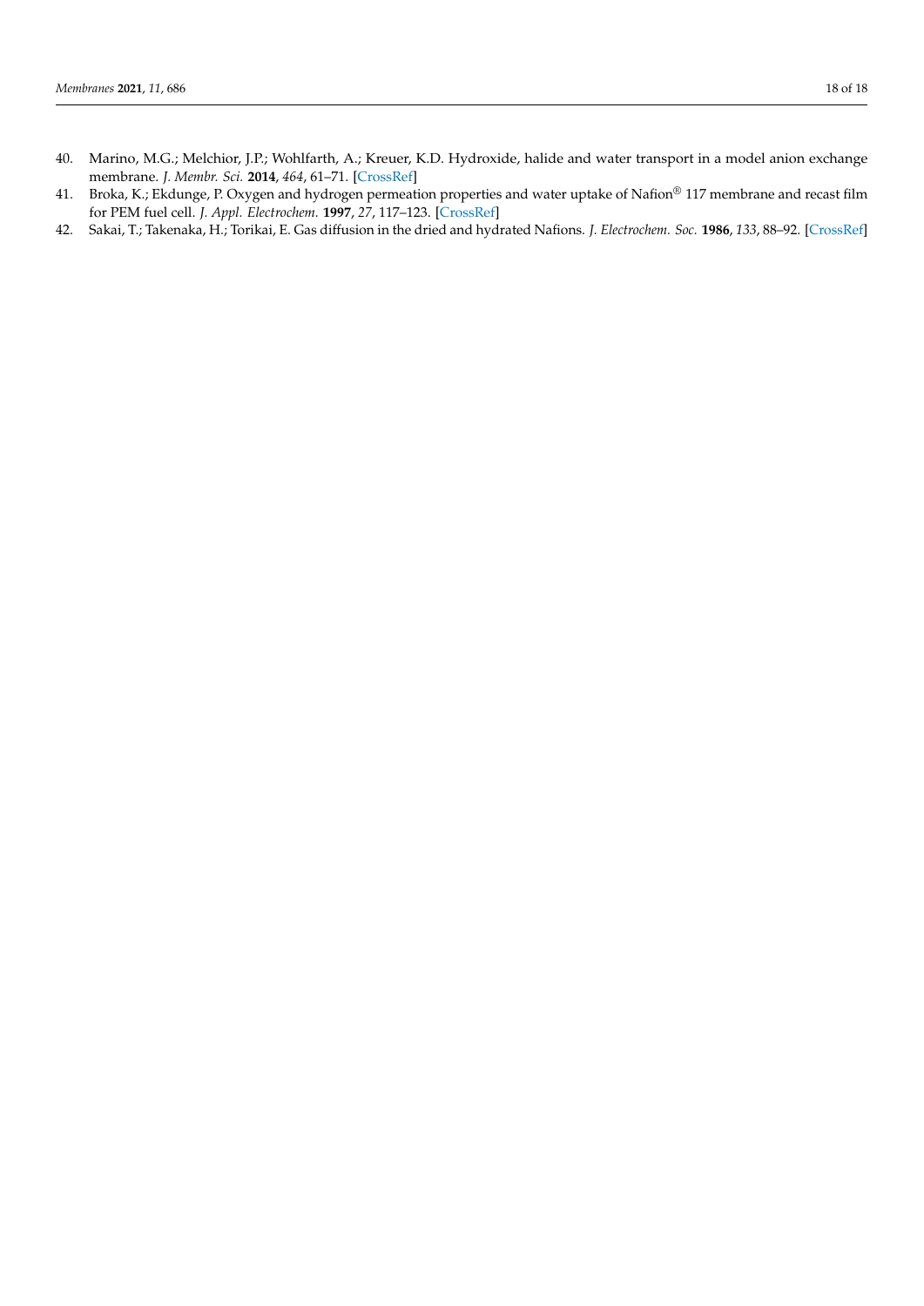40. Marino, M.G.; Melchior, J.P.; Wohlfarth, A.; Kreuer, K.D. Hydroxide, halide and water transport in a model anion exchange membrane. *J. Membr. Sci.* **2014**, *464*, 61–71. [CrossRef]
41. Broka, K.; Ekdunge, P. Oxygen and hydrogen permeation properties and water uptake of Nafion® 117 membrane and recast film for PEM fuel cell. *J. Appl. Electrochem.* **1997**, *27*, 117–123. [CrossRef]
42. Sakai, T.; Takenaka, H.; Torikai, E. Gas diffusion in the dried and hydrated Nafions. *J. Electrochem. Soc.* **1986**, *133*, 88–92. [CrossRef]